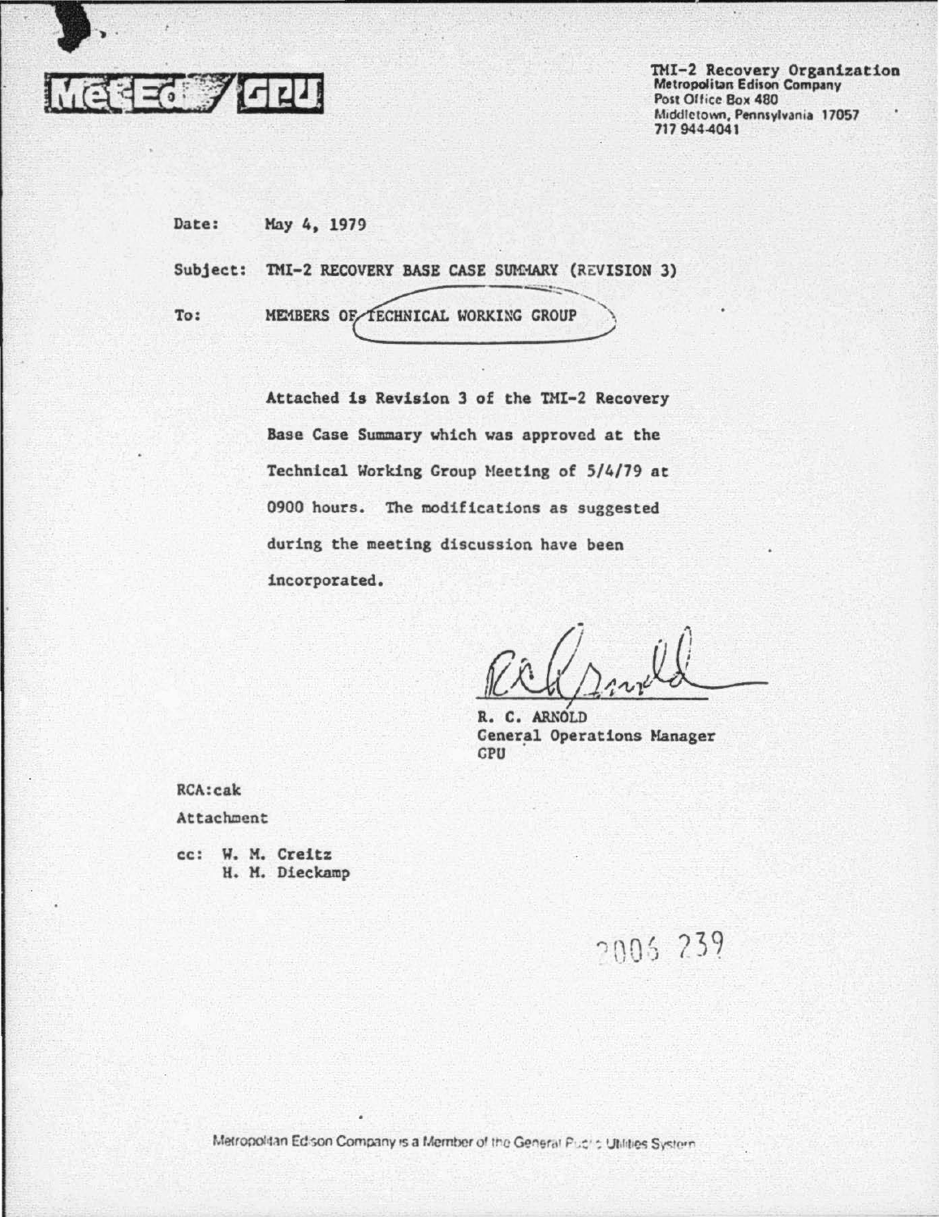Met-Ed / GPU

TMI-2 Recovery Organization
Metropolitan Edison Company
Post Office Box 480
Middletown, Pennsylvania 17057
717 944-4041

Date: May 4, 1979

Subject: TMI-2 RECOVERY BASE CASE SUMMARY (REVISION 3)

To: MEMBERS OF TECHNICAL WORKING GROUP

Attached is Revision 3 of the TMI-2 Recovery Base Case Summary which was approved at the Technical Working Group Meeting of 5/4/79 at 0900 hours. The modifications as suggested during the meeting discussion have been incorporated.

R. C. ARNOLD
General Operations Manager
GPU

RCA:cak

Attachment

cc: W. M. Creitz
H. M. Dieckamp

2006 239

Metropolitan Edison Company is a Member of the General Public Utilities System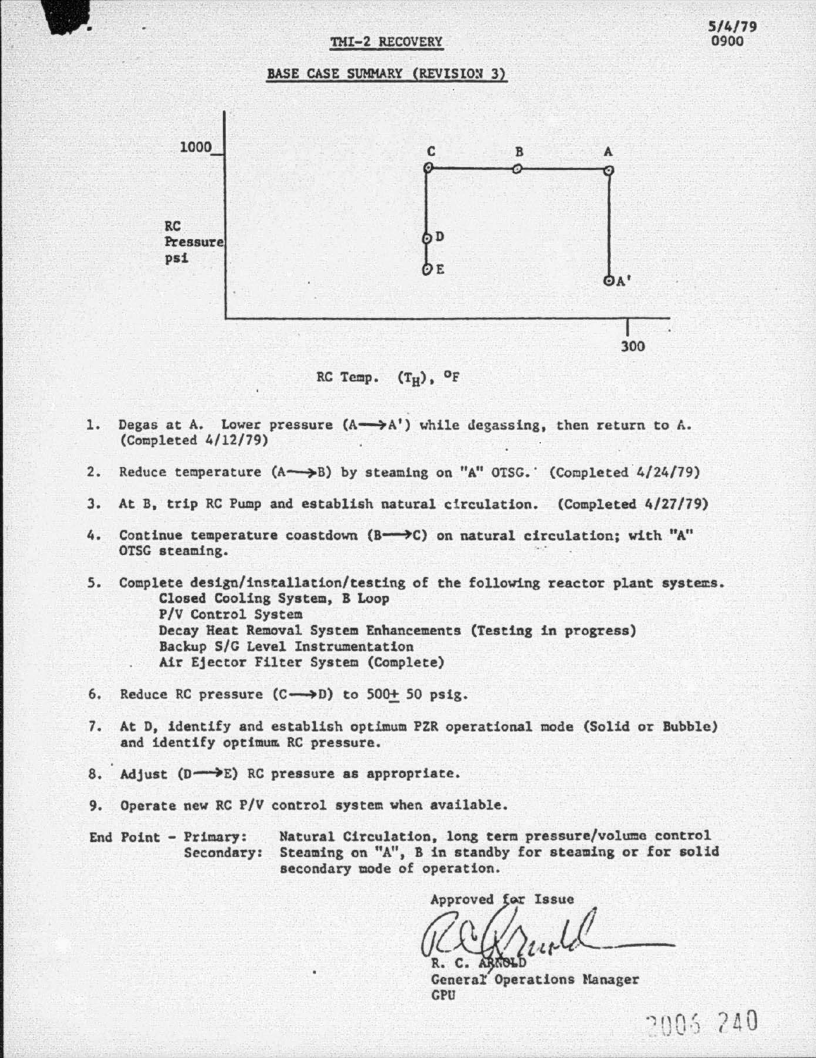5/4/79
0900

# TMI-2 RECOVERY

## BASE CASE SUMMARY (REVISION 3)

1000

C B A

RC Pressure psi

D

E

A'

300

RC Temp. ($T_H$), °F

1. Degas at A. Lower pressure (A⟶A') while degassing, then return to A. (Completed 4/12/79)
2. Reduce temperature (A⟶B) by steaming on "A" OTSG. (Completed 4/24/79)
3. At B, trip RC Pump and establish natural circulation. (Completed 4/27/79)
4. Continue temperature coastdown (B⟶C) on natural circulation; with "A" OTSG steaming.
5. Complete design/installation/testing of the following reactor plant systems.
   - Closed Cooling System, B Loop
   - P/V Control System
   - Decay Heat Removal System Enhancements (Testing in progress)
   - Backup S/G Level Instrumentation
   - Air Ejector Filter System (Complete)
6. Reduce RC pressure (C⟶D) to 500± 50 psig.
7. At D, identify and establish optimum PZR operational mode (Solid or Bubble) and identify optimum RC pressure.
8. Adjust (D⟶E) RC pressure as appropriate.
9. Operate new RC P/V control system when available.

End Point - Primary: Natural Circulation, long term pressure/volume control
Secondary: Steaming on "A", B in standby for steaming or for solid secondary mode of operation.

Approved for Issue

R. C. ARNOLD
General Operations Manager
GPU

2006 240